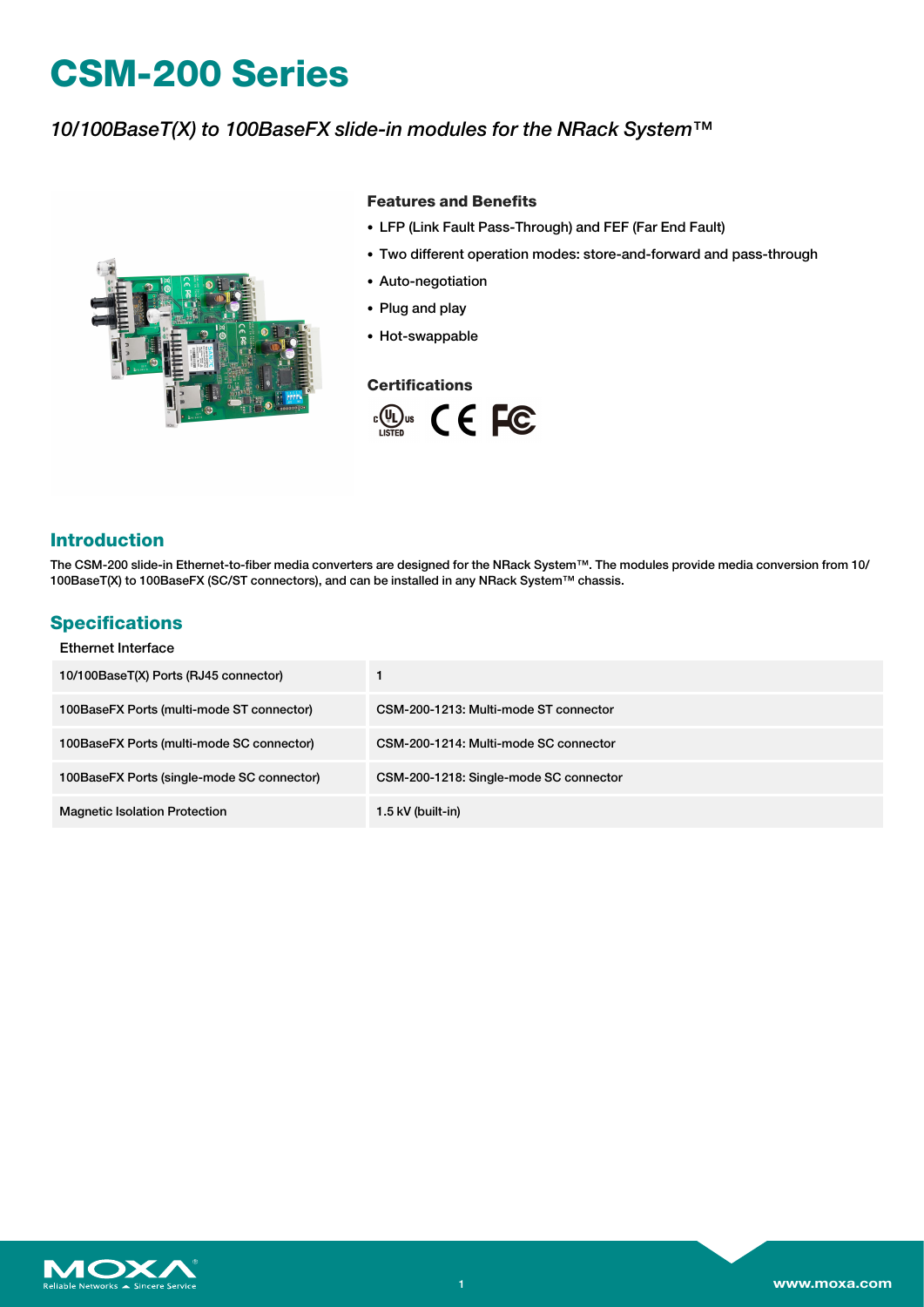# CSM-200 Series

*10/100BaseT(X) to 100BaseFX slide-in modules for the NRack System™*

### Features and Benefits

- LFP (Link Fault Pass-Through) and FEF (Far End Fault)
- Two different operation modes: store-and-forward and pass-through
- Auto-negotiation
- Plug and play
- Hot-swappable

### Certifications

## Introduction

The CSM-200 slide-in Ethernet-to-fiber media converters are designed for the NRack System™. The modules provide media conversion from 10/100BaseT(X) to 100BaseFX (SC/ST connectors), and can be installed in any NRack System™ chassis.

## Specifications

### Ethernet Interface

| | |
|---|---|
| 10/100BaseT(X) Ports (RJ45 connector) | 1 |
| 100BaseFX Ports (multi-mode ST connector) | CSM-200-1213: Multi-mode ST connector |
| 100BaseFX Ports (multi-mode SC connector) | CSM-200-1214: Multi-mode SC connector |
| 100BaseFX Ports (single-mode SC connector) | CSM-200-1218: Single-mode SC connector |
| Magnetic Isolation Protection | 1.5 kV (built-in) |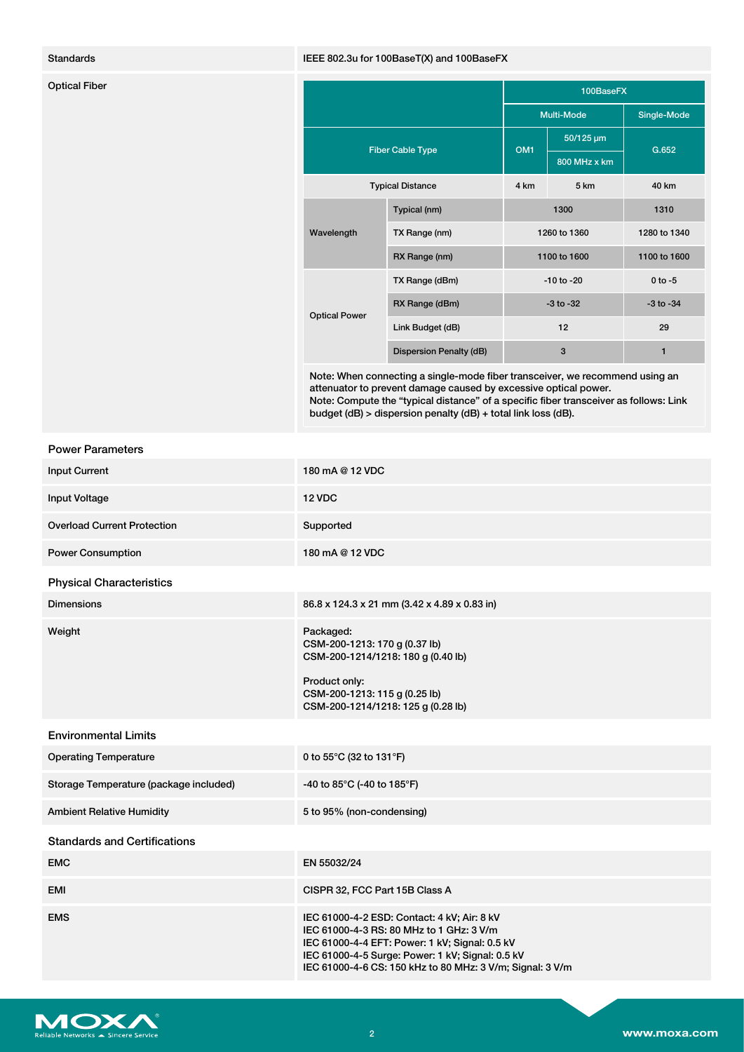| | |
|---|---|
| Standards | IEEE 802.3u for 100BaseT(X) and 100BaseFX |

**Optical Fiber**

| | | 100BaseFX | | |
|---|---|---|---|---|
| | | Multi-Mode | | Single-Mode |
| Fiber Cable Type | | OM1 | 50/125 µm 800 MHz x km | G.652 |
| Typical Distance | | 4 km | 5 km | 40 km |
| Wavelength | Typical (nm) | 1300 | | 1310 |
| | TX Range (nm) | 1260 to 1360 | | 1280 to 1340 |
| | RX Range (nm) | 1100 to 1600 | | 1100 to 1600 |
| Optical Power | TX Range (dBm) | -10 to -20 | | 0 to -5 |
| | RX Range (dBm) | -3 to -32 | | -3 to -34 |
| | Link Budget (dB) | 12 | | 29 |
| | Dispersion Penalty (dB) | 3 | | 1 |

Note: When connecting a single-mode fiber transceiver, we recommend using an attenuator to prevent damage caused by excessive optical power.
Note: Compute the "typical distance" of a specific fiber transceiver as follows: Link budget (dB) > dispersion penalty (dB) + total link loss (dB).

## Power Parameters

| | |
|---|---|
| Input Current | 180 mA @ 12 VDC |
| Input Voltage | 12 VDC |
| Overload Current Protection | Supported |
| Power Consumption | 180 mA @ 12 VDC |

## Physical Characteristics

| | |
|---|---|
| Dimensions | 86.8 x 124.3 x 21 mm (3.42 x 4.89 x 0.83 in) |
| Weight | Packaged:<br>CSM-200-1213: 170 g (0.37 lb)<br>CSM-200-1214/1218: 180 g (0.40 lb)<br><br>Product only:<br>CSM-200-1213: 115 g (0.25 lb)<br>CSM-200-1214/1218: 125 g (0.28 lb) |

## Environmental Limits

| | |
|---|---|
| Operating Temperature | 0 to 55°C (32 to 131°F) |
| Storage Temperature (package included) | -40 to 85°C (-40 to 185°F) |
| Ambient Relative Humidity | 5 to 95% (non-condensing) |

## Standards and Certifications

| | |
|---|---|
| EMC | EN 55032/24 |
| EMI | CISPR 32, FCC Part 15B Class A |
| EMS | IEC 61000-4-2 ESD: Contact: 4 kV; Air: 8 kV<br>IEC 61000-4-3 RS: 80 MHz to 1 GHz: 3 V/m<br>IEC 61000-4-4 EFT: Power: 1 kV; Signal: 0.5 kV<br>IEC 61000-4-5 Surge: Power: 1 kV; Signal: 0.5 kV<br>IEC 61000-4-6 CS: 150 kHz to 80 MHz: 3 V/m; Signal: 3 V/m |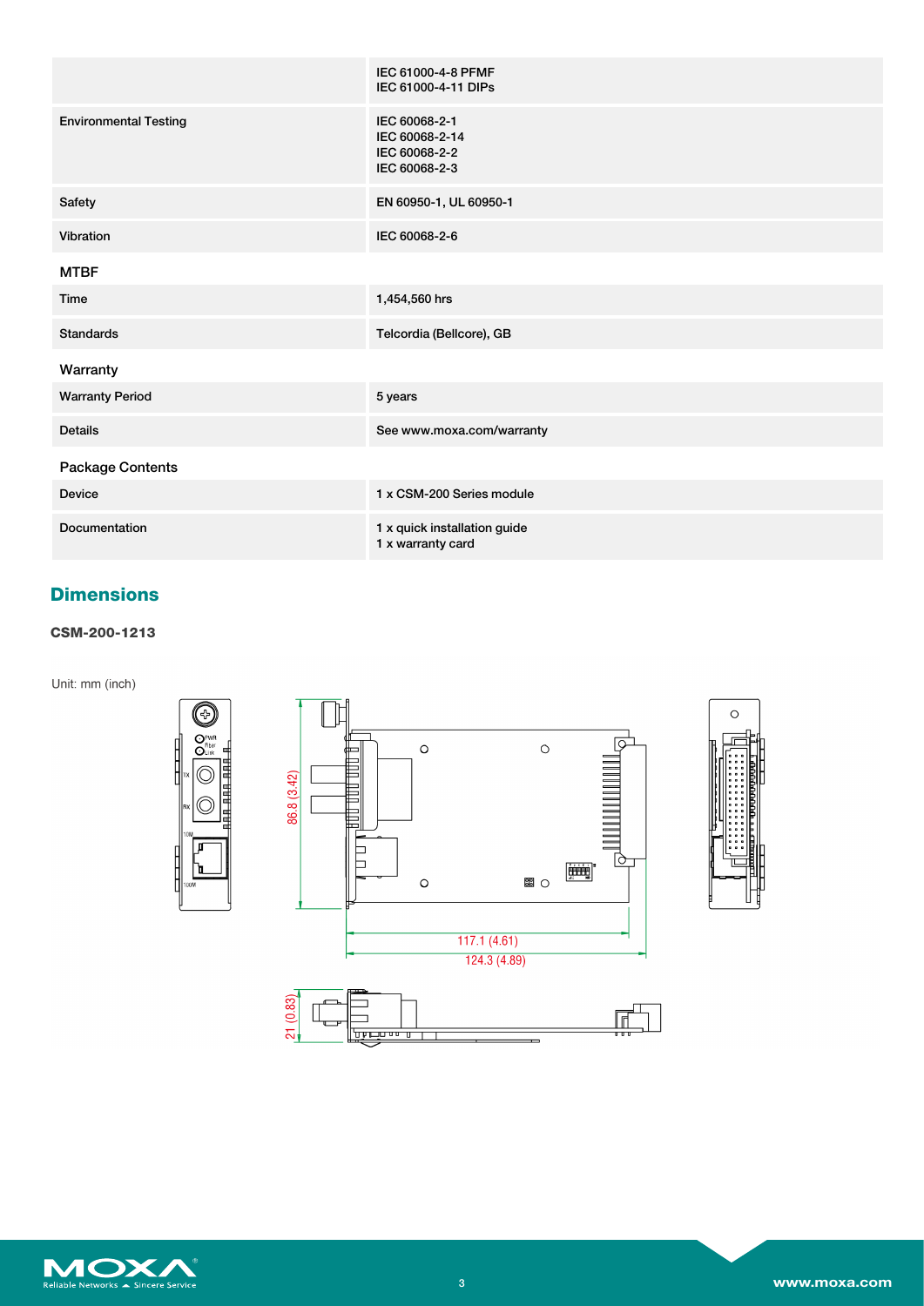| | |
|---|---|
| | IEC 61000-4-8 PFMF<br>IEC 61000-4-11 DIPs |
| Environmental Testing | IEC 60068-2-1<br>IEC 60068-2-14<br>IEC 60068-2-2<br>IEC 60068-2-3 |
| Safety | EN 60950-1, UL 60950-1 |
| Vibration | IEC 60068-2-6 |

### MTBF

| | |
|---|---|
| Time | 1,454,560 hrs |
| Standards | Telcordia (Bellcore), GB |

### Warranty

| | |
|---|---|
| Warranty Period | 5 years |
| Details | See www.moxa.com/warranty |

### Package Contents

| | |
|---|---|
| Device | 1 x CSM-200 Series module |
| Documentation | 1 x quick installation guide<br>1 x warranty card |

## Dimensions

**CSM-200-1213**

Unit: mm (inch)

86.8 (3.42)

117.1 (4.61)

124.3 (4.89)

21 (0.83)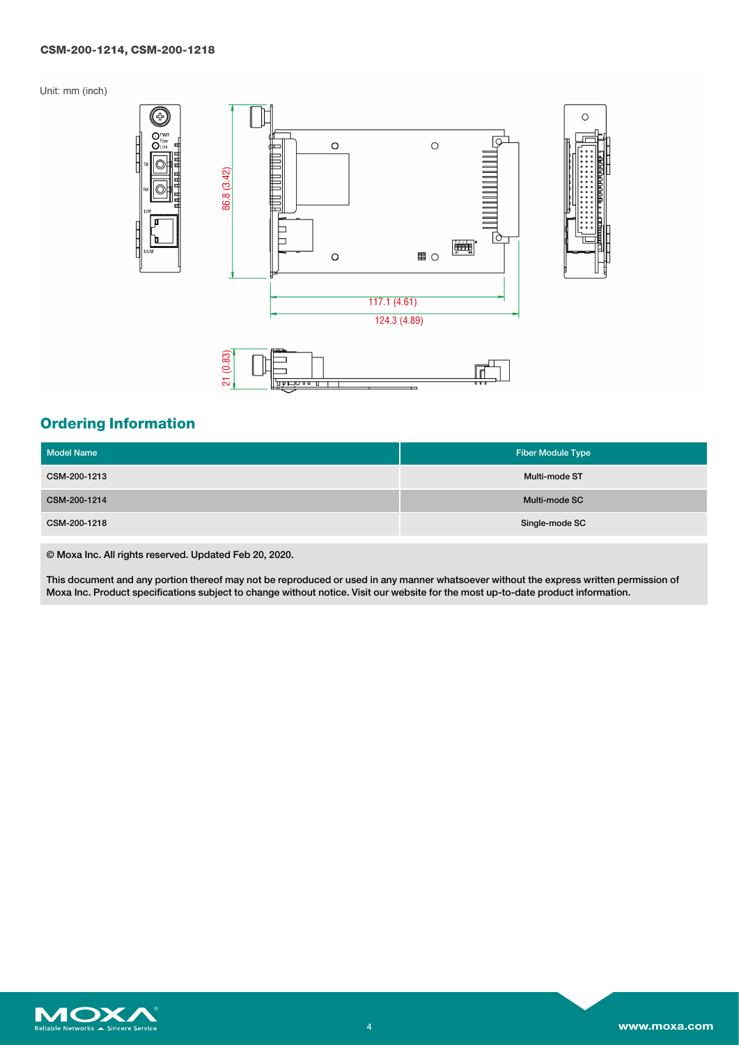**CSM-200-1214, CSM-200-1218**

Unit: mm (inch)

PWR
Fiber
Link
TX
RX
10M
100M

86.8 (3.42)

117.1 (4.61)

124.3 (4.89)

21 (0.83)

## Ordering Information

| Model Name | Fiber Module Type |
| --- | --- |
| CSM-200-1213 | Multi-mode ST |
| CSM-200-1214 | Multi-mode SC |
| CSM-200-1218 | Single-mode SC |

© Moxa Inc. All rights reserved. Updated Feb 20, 2020.

This document and any portion thereof may not be reproduced or used in any manner whatsoever without the express written permission of Moxa Inc. Product specifications subject to change without notice. Visit our website for the most up-to-date product information.